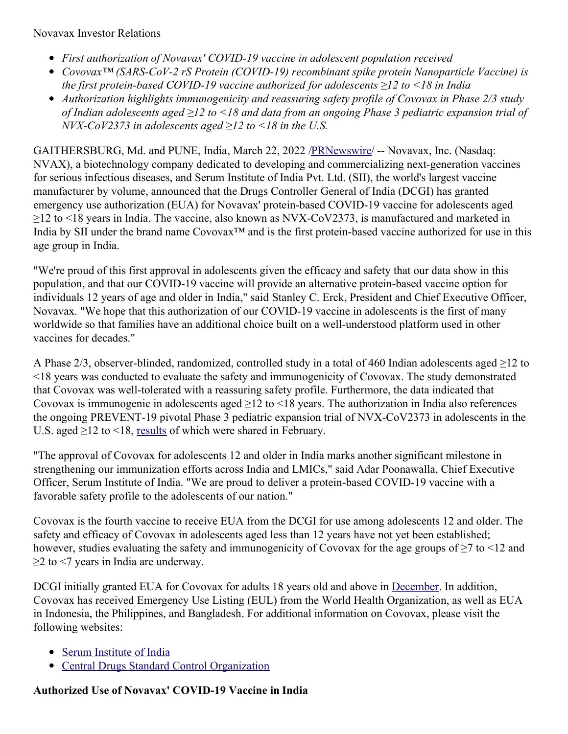Novavax Investor Relations

- *First authorization of Novavax' COVID-19 vaccine in adolescent population received*
- *Covovax™ (SARS-CoV-2 rS Protein (COVID-19) recombinant spike protein Nanoparticle Vaccine) is the first protein-based COVID-19 vaccine authorized for adolescents ≥12 to <18 in India*
- *Authorization highlights immunogenicity and reassuring safety profile of Covovax in Phase 2/3 study of Indian adolescents aged ≥12 to <18 and data from an ongoing Phase 3 pediatric expansion trial of NVX-CoV2373 in adolescents aged ≥12 to <18 in the U.S.*

GAITHERSBURG, Md. and PUNE, India, March 22, 2022 /PRNewswire/ -- Novavax, Inc. (Nasdaq: NVAX), a biotechnology company dedicated to developing and commercializing next-generation vaccines for serious infectious diseases, and Serum Institute of India Pvt. Ltd. (SII), the world's largest vaccine manufacturer by volume, announced that the Drugs Controller General of India (DCGI) has granted emergency use authorization (EUA) for Novavax' protein-based COVID-19 vaccine for adolescents aged ≥12 to <18 years in India. The vaccine, also known as NVX-CoV2373, is manufactured and marketed in India by SII under the brand name Covovax™ and is the first protein-based vaccine authorized for use in this age group in India.

"We're proud of this first approval in adolescents given the efficacy and safety that our data show in this population, and that our COVID-19 vaccine will provide an alternative protein-based vaccine option for individuals 12 years of age and older in India," said Stanley C. Erck, President and Chief Executive Officer, Novavax. "We hope that this authorization of our COVID-19 vaccine in adolescents is the first of many worldwide so that families have an additional choice built on a well-understood platform used in other vaccines for decades."

A Phase 2/3, observer-blinded, randomized, controlled study in a total of 460 Indian adolescents aged ≥12 to <18 years was conducted to evaluate the safety and immunogenicity of Covovax. The study demonstrated that Covovax was well-tolerated with a reassuring safety profile. Furthermore, the data indicated that Covovax is immunogenic in adolescents aged ≥12 to <18 years. The authorization in India also references the ongoing PREVENT-19 pivotal Phase 3 pediatric expansion trial of NVX-CoV2373 in adolescents in the U.S. aged ≥12 to <18, results of which were shared in February.

"The approval of Covovax for adolescents 12 and older in India marks another significant milestone in strengthening our immunization efforts across India and LMICs," said Adar Poonawalla, Chief Executive Officer, Serum Institute of India. "We are proud to deliver a protein-based COVID-19 vaccine with a favorable safety profile to the adolescents of our nation."

Covovax is the fourth vaccine to receive EUA from the DCGI for use among adolescents 12 and older. The safety and efficacy of Covovax in adolescents aged less than 12 years have not yet been established; however, studies evaluating the safety and immunogenicity of Covovax for the age groups of ≥7 to <12 and ≥2 to <7 years in India are underway.

DCGI initially granted EUA for Covovax for adults 18 years old and above in December. In addition, Covovax has received Emergency Use Listing (EUL) from the World Health Organization, as well as EUA in Indonesia, the Philippines, and Bangladesh. For additional information on Covovax, please visit the following websites:

- Serum Institute of India
- Central Drugs Standard Control Organization

**Authorized Use of Novavax' COVID-19 Vaccine in India**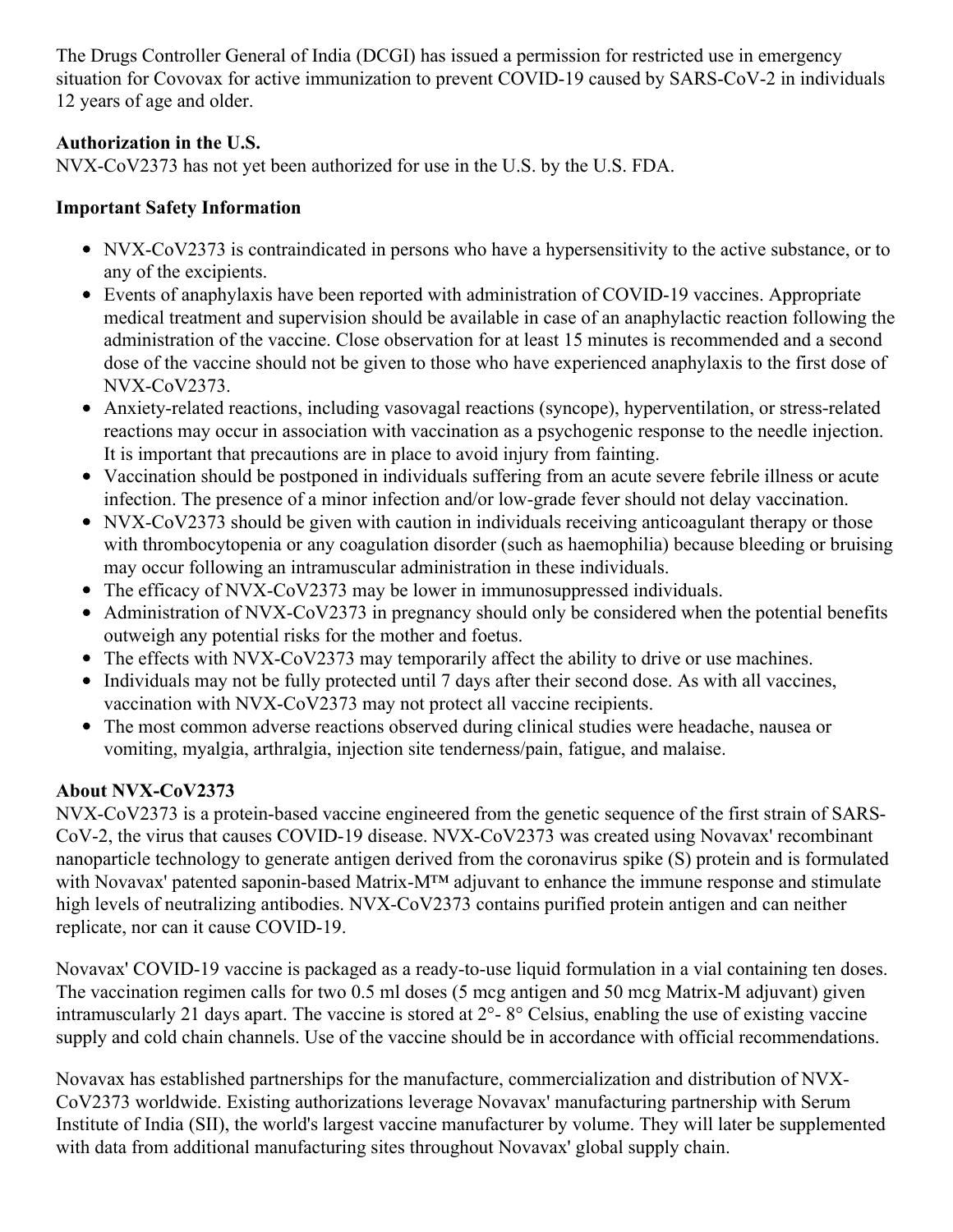The Drugs Controller General of India (DCGI) has issued a permission for restricted use in emergency situation for Covovax for active immunization to prevent COVID-19 caused by SARS-CoV-2 in individuals 12 years of age and older.

**Authorization in the U.S.**

NVX-CoV2373 has not yet been authorized for use in the U.S. by the U.S. FDA.

**Important Safety Information**

- NVX-CoV2373 is contraindicated in persons who have a hypersensitivity to the active substance, or to any of the excipients.
- Events of anaphylaxis have been reported with administration of COVID-19 vaccines. Appropriate medical treatment and supervision should be available in case of an anaphylactic reaction following the administration of the vaccine. Close observation for at least 15 minutes is recommended and a second dose of the vaccine should not be given to those who have experienced anaphylaxis to the first dose of NVX-CoV2373.
- Anxiety-related reactions, including vasovagal reactions (syncope), hyperventilation, or stress-related reactions may occur in association with vaccination as a psychogenic response to the needle injection. It is important that precautions are in place to avoid injury from fainting.
- Vaccination should be postponed in individuals suffering from an acute severe febrile illness or acute infection. The presence of a minor infection and/or low-grade fever should not delay vaccination.
- NVX-CoV2373 should be given with caution in individuals receiving anticoagulant therapy or those with thrombocytopenia or any coagulation disorder (such as haemophilia) because bleeding or bruising may occur following an intramuscular administration in these individuals.
- The efficacy of NVX-CoV2373 may be lower in immunosuppressed individuals.
- Administration of NVX-CoV2373 in pregnancy should only be considered when the potential benefits outweigh any potential risks for the mother and foetus.
- The effects with NVX-CoV2373 may temporarily affect the ability to drive or use machines.
- Individuals may not be fully protected until 7 days after their second dose. As with all vaccines, vaccination with NVX-CoV2373 may not protect all vaccine recipients.
- The most common adverse reactions observed during clinical studies were headache, nausea or vomiting, myalgia, arthralgia, injection site tenderness/pain, fatigue, and malaise.

**About NVX-CoV2373**

NVX-CoV2373 is a protein-based vaccine engineered from the genetic sequence of the first strain of SARS-CoV-2, the virus that causes COVID-19 disease. NVX-CoV2373 was created using Novavax' recombinant nanoparticle technology to generate antigen derived from the coronavirus spike (S) protein and is formulated with Novavax' patented saponin-based Matrix-M™ adjuvant to enhance the immune response and stimulate high levels of neutralizing antibodies. NVX-CoV2373 contains purified protein antigen and can neither replicate, nor can it cause COVID-19.

Novavax' COVID-19 vaccine is packaged as a ready-to-use liquid formulation in a vial containing ten doses. The vaccination regimen calls for two 0.5 ml doses (5 mcg antigen and 50 mcg Matrix-M adjuvant) given intramuscularly 21 days apart. The vaccine is stored at 2°- 8° Celsius, enabling the use of existing vaccine supply and cold chain channels. Use of the vaccine should be in accordance with official recommendations.

Novavax has established partnerships for the manufacture, commercialization and distribution of NVX-CoV2373 worldwide. Existing authorizations leverage Novavax' manufacturing partnership with Serum Institute of India (SII), the world's largest vaccine manufacturer by volume. They will later be supplemented with data from additional manufacturing sites throughout Novavax' global supply chain.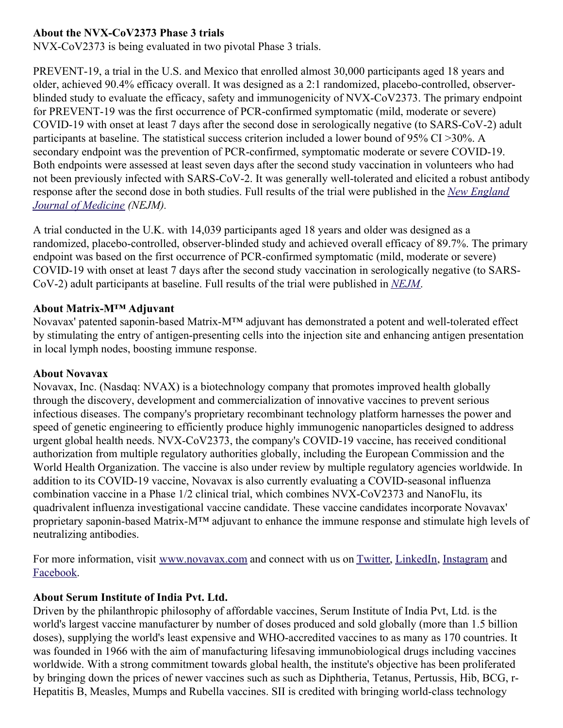**About the NVX-CoV2373 Phase 3 trials**

NVX-CoV2373 is being evaluated in two pivotal Phase 3 trials.

PREVENT-19, a trial in the U.S. and Mexico that enrolled almost 30,000 participants aged 18 years and older, achieved 90.4% efficacy overall. It was designed as a 2:1 randomized, placebo-controlled, observer-blinded study to evaluate the efficacy, safety and immunogenicity of NVX-CoV2373. The primary endpoint for PREVENT-19 was the first occurrence of PCR-confirmed symptomatic (mild, moderate or severe) COVID-19 with onset at least 7 days after the second dose in serologically negative (to SARS-CoV-2) adult participants at baseline. The statistical success criterion included a lower bound of 95% CI >30%. A secondary endpoint was the prevention of PCR-confirmed, symptomatic moderate or severe COVID-19. Both endpoints were assessed at least seven days after the second study vaccination in volunteers who had not been previously infected with SARS-CoV-2. It was generally well-tolerated and elicited a robust antibody response after the second dose in both studies. Full results of the trial were published in the *New England Journal of Medicine* *(NEJM).*

A trial conducted in the U.K. with 14,039 participants aged 18 years and older was designed as a randomized, placebo-controlled, observer-blinded study and achieved overall efficacy of 89.7%. The primary endpoint was based on the first occurrence of PCR-confirmed symptomatic (mild, moderate or severe) COVID-19 with onset at least 7 days after the second study vaccination in serologically negative (to SARS-CoV-2) adult participants at baseline. Full results of the trial were published in *NEJM*.

**About Matrix-M™ Adjuvant**

Novavax' patented saponin-based Matrix-M™ adjuvant has demonstrated a potent and well-tolerated effect by stimulating the entry of antigen-presenting cells into the injection site and enhancing antigen presentation in local lymph nodes, boosting immune response.

**About Novavax**

Novavax, Inc. (Nasdaq: NVAX) is a biotechnology company that promotes improved health globally through the discovery, development and commercialization of innovative vaccines to prevent serious infectious diseases. The company's proprietary recombinant technology platform harnesses the power and speed of genetic engineering to efficiently produce highly immunogenic nanoparticles designed to address urgent global health needs. NVX-CoV2373, the company's COVID-19 vaccine, has received conditional authorization from multiple regulatory authorities globally, including the European Commission and the World Health Organization. The vaccine is also under review by multiple regulatory agencies worldwide. In addition to its COVID-19 vaccine, Novavax is also currently evaluating a COVID-seasonal influenza combination vaccine in a Phase 1/2 clinical trial, which combines NVX-CoV2373 and NanoFlu, its quadrivalent influenza investigational vaccine candidate. These vaccine candidates incorporate Novavax' proprietary saponin-based Matrix-M™ adjuvant to enhance the immune response and stimulate high levels of neutralizing antibodies.

For more information, visit www.novavax.com and connect with us on Twitter, LinkedIn, Instagram and Facebook.

**About Serum Institute of India Pvt. Ltd.**

Driven by the philanthropic philosophy of affordable vaccines, Serum Institute of India Pvt, Ltd. is the world's largest vaccine manufacturer by number of doses produced and sold globally (more than 1.5 billion doses), supplying the world's least expensive and WHO-accredited vaccines to as many as 170 countries. It was founded in 1966 with the aim of manufacturing lifesaving immunobiological drugs including vaccines worldwide. With a strong commitment towards global health, the institute's objective has been proliferated by bringing down the prices of newer vaccines such as such as Diphtheria, Tetanus, Pertussis, Hib, BCG, r-Hepatitis B, Measles, Mumps and Rubella vaccines. SII is credited with bringing world-class technology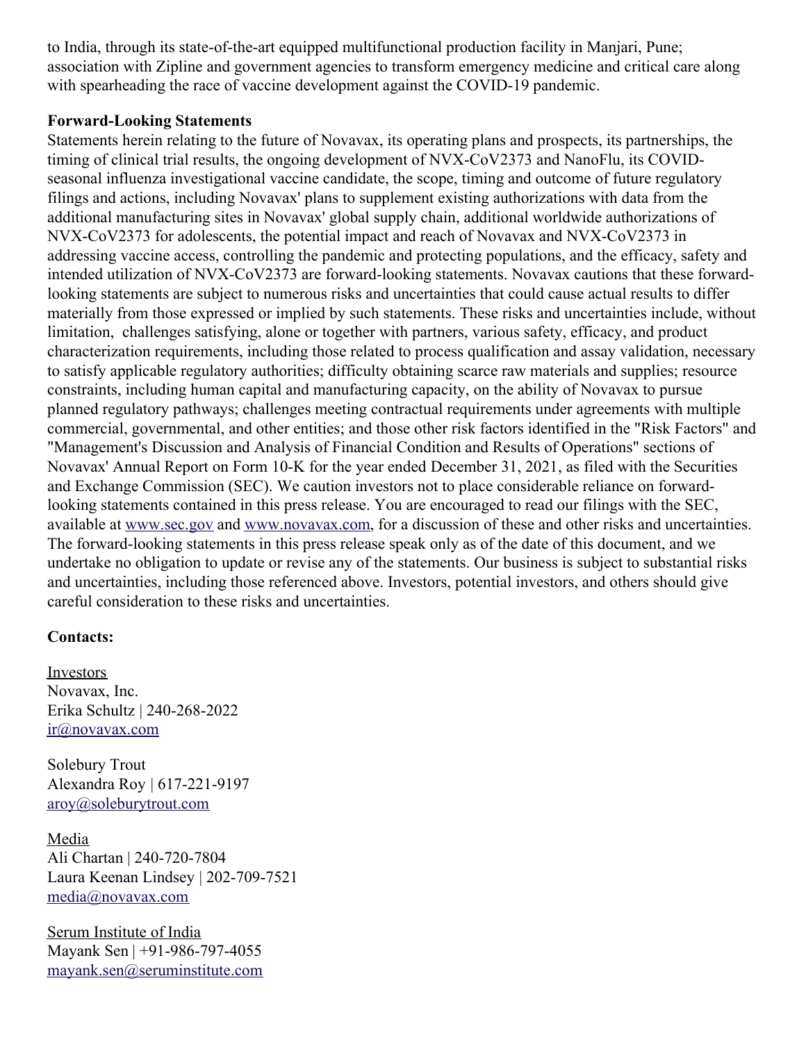to India, through its state-of-the-art equipped multifunctional production facility in Manjari, Pune; association with Zipline and government agencies to transform emergency medicine and critical care along with spearheading the race of vaccine development against the COVID-19 pandemic.

**Forward-Looking Statements**

Statements herein relating to the future of Novavax, its operating plans and prospects, its partnerships, the timing of clinical trial results, the ongoing development of NVX-CoV2373 and NanoFlu, its COVID-seasonal influenza investigational vaccine candidate, the scope, timing and outcome of future regulatory filings and actions, including Novavax' plans to supplement existing authorizations with data from the additional manufacturing sites in Novavax' global supply chain, additional worldwide authorizations of NVX-CoV2373 for adolescents, the potential impact and reach of Novavax and NVX-CoV2373 in addressing vaccine access, controlling the pandemic and protecting populations, and the efficacy, safety and intended utilization of NVX-CoV2373 are forward-looking statements. Novavax cautions that these forward-looking statements are subject to numerous risks and uncertainties that could cause actual results to differ materially from those expressed or implied by such statements. These risks and uncertainties include, without limitation, challenges satisfying, alone or together with partners, various safety, efficacy, and product characterization requirements, including those related to process qualification and assay validation, necessary to satisfy applicable regulatory authorities; difficulty obtaining scarce raw materials and supplies; resource constraints, including human capital and manufacturing capacity, on the ability of Novavax to pursue planned regulatory pathways; challenges meeting contractual requirements under agreements with multiple commercial, governmental, and other entities; and those other risk factors identified in the "Risk Factors" and "Management's Discussion and Analysis of Financial Condition and Results of Operations" sections of Novavax' Annual Report on Form 10-K for the year ended December 31, 2021, as filed with the Securities and Exchange Commission (SEC). We caution investors not to place considerable reliance on forward-looking statements contained in this press release. You are encouraged to read our filings with the SEC, available at [www.sec.gov](http://www.sec.gov) and [www.novavax.com](http://www.novavax.com), for a discussion of these and other risks and uncertainties. The forward-looking statements in this press release speak only as of the date of this document, and we undertake no obligation to update or revise any of the statements. Our business is subject to substantial risks and uncertainties, including those referenced above. Investors, potential investors, and others should give careful consideration to these risks and uncertainties.

**Contacts:**

Investors
Novavax, Inc.
Erika Schultz | 240-268-2022
ir@novavax.com

Solebury Trout
Alexandra Roy | 617-221-9197
aroy@soleburytrout.com

Media
Ali Chartan | 240-720-7804
Laura Keenan Lindsey | 202-709-7521
media@novavax.com

Serum Institute of India
Mayank Sen | +91-986-797-4055
mayank.sen@seruminstitute.com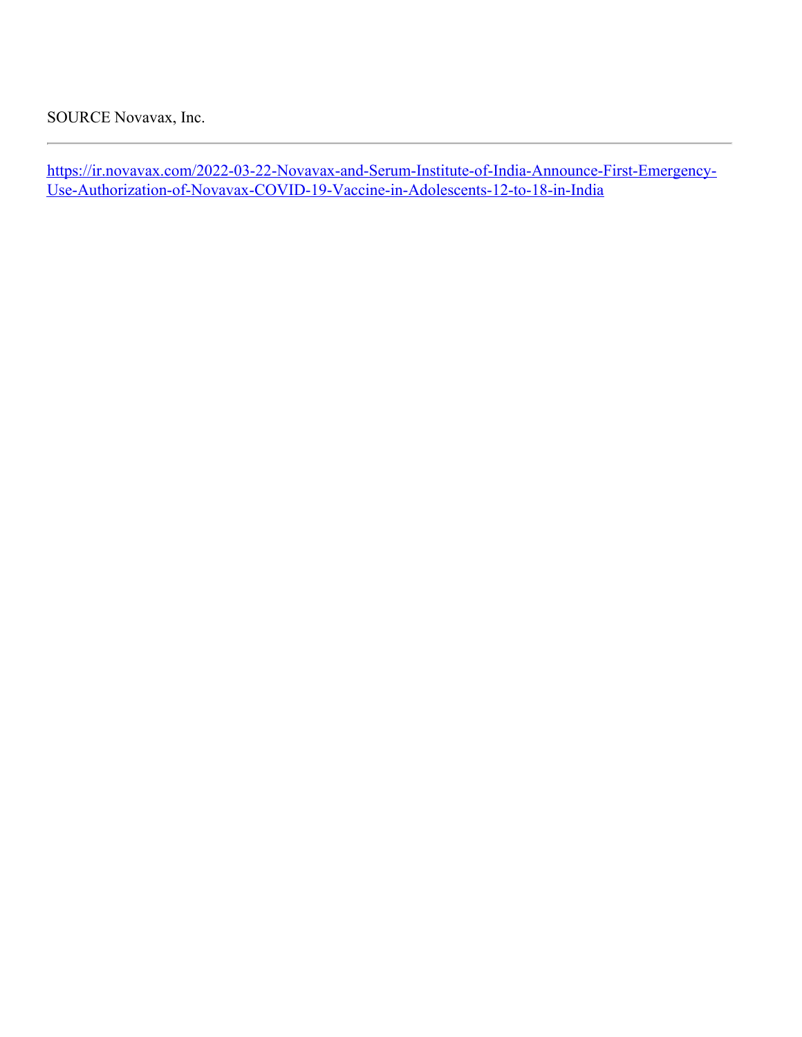SOURCE Novavax, Inc.

---

https://ir.novavax.com/2022-03-22-Novavax-and-Serum-Institute-of-India-Announce-First-Emergency-Use-Authorization-of-Novavax-COVID-19-Vaccine-in-Adolescents-12-to-18-in-India